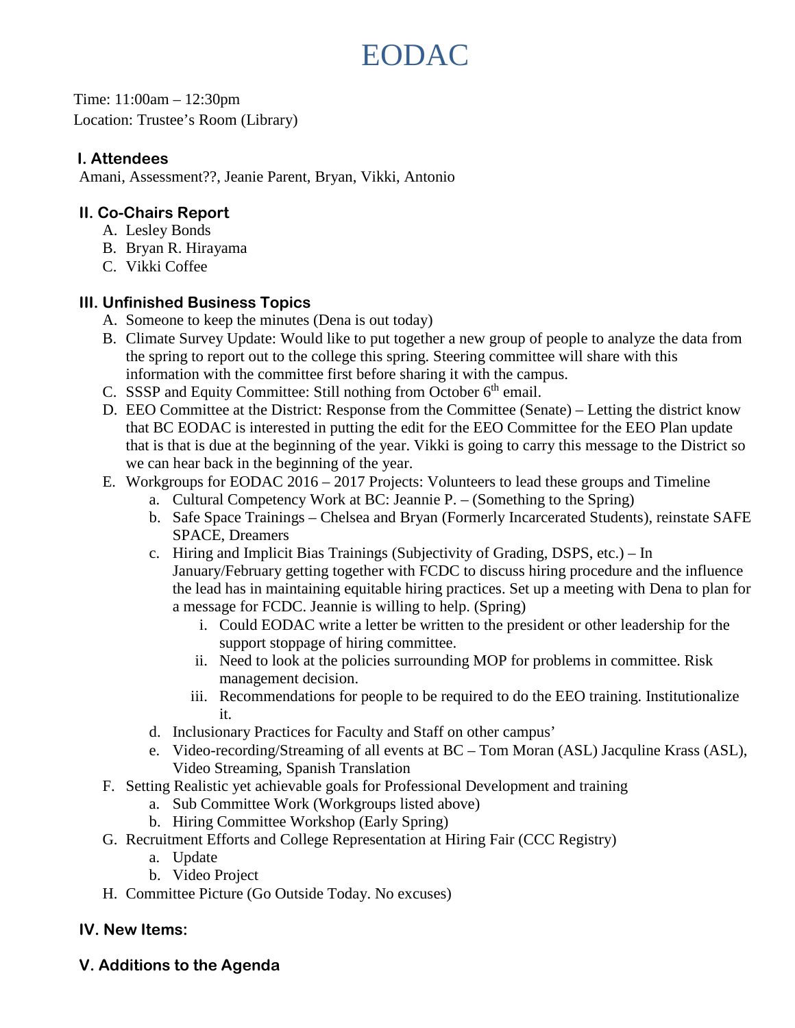# EODAC

Time: 11:00am – 12:30pm
Location: Trustee's Room (Library)

## I. Attendees

Amani, Assessment??, Jeanie Parent, Bryan, Vikki, Antonio

## II. Co-Chairs Report

A. Lesley Bonds
B. Bryan R. Hirayama
C. Vikki Coffee

## III. Unfinished Business Topics

A. Someone to keep the minutes (Dena is out today)
B. Climate Survey Update: Would like to put together a new group of people to analyze the data from the spring to report out to the college this spring. Steering committee will share with this information with the committee first before sharing it with the campus.
C. SSSP and Equity Committee: Still nothing from October 6th email.
D. EEO Committee at the District: Response from the Committee (Senate) – Letting the district know that BC EODAC is interested in putting the edit for the EEO Committee for the EEO Plan update that is that is due at the beginning of the year. Vikki is going to carry this message to the District so we can hear back in the beginning of the year.
E. Workgroups for EODAC 2016 – 2017 Projects: Volunteers to lead these groups and Timeline
   a. Cultural Competency Work at BC: Jeannie P. – (Something to the Spring)
   b. Safe Space Trainings – Chelsea and Bryan (Formerly Incarcerated Students), reinstate SAFE SPACE, Dreamers
   c. Hiring and Implicit Bias Trainings (Subjectivity of Grading, DSPS, etc.) – In January/February getting together with FCDC to discuss hiring procedure and the influence the lead has in maintaining equitable hiring practices. Set up a meeting with Dena to plan for a message for FCDC. Jeannie is willing to help. (Spring)
      i. Could EODAC write a letter be written to the president or other leadership for the support stoppage of hiring committee.
      ii. Need to look at the policies surrounding MOP for problems in committee. Risk management decision.
      iii. Recommendations for people to be required to do the EEO training. Institutionalize it.
   d. Inclusionary Practices for Faculty and Staff on other campus'
   e. Video-recording/Streaming of all events at BC – Tom Moran (ASL) Jacquline Krass (ASL), Video Streaming, Spanish Translation
F. Setting Realistic yet achievable goals for Professional Development and training
   a. Sub Committee Work (Workgroups listed above)
   b. Hiring Committee Workshop (Early Spring)
G. Recruitment Efforts and College Representation at Hiring Fair (CCC Registry)
   a. Update
   b. Video Project
H. Committee Picture (Go Outside Today. No excuses)

## IV. New Items:

## V. Additions to the Agenda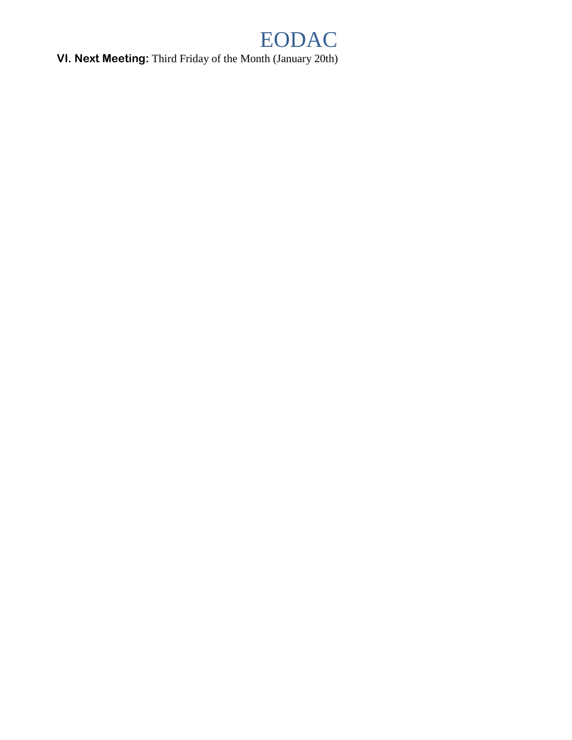**VI. Next Meeting:** Third Friday of the Month (January 20th)